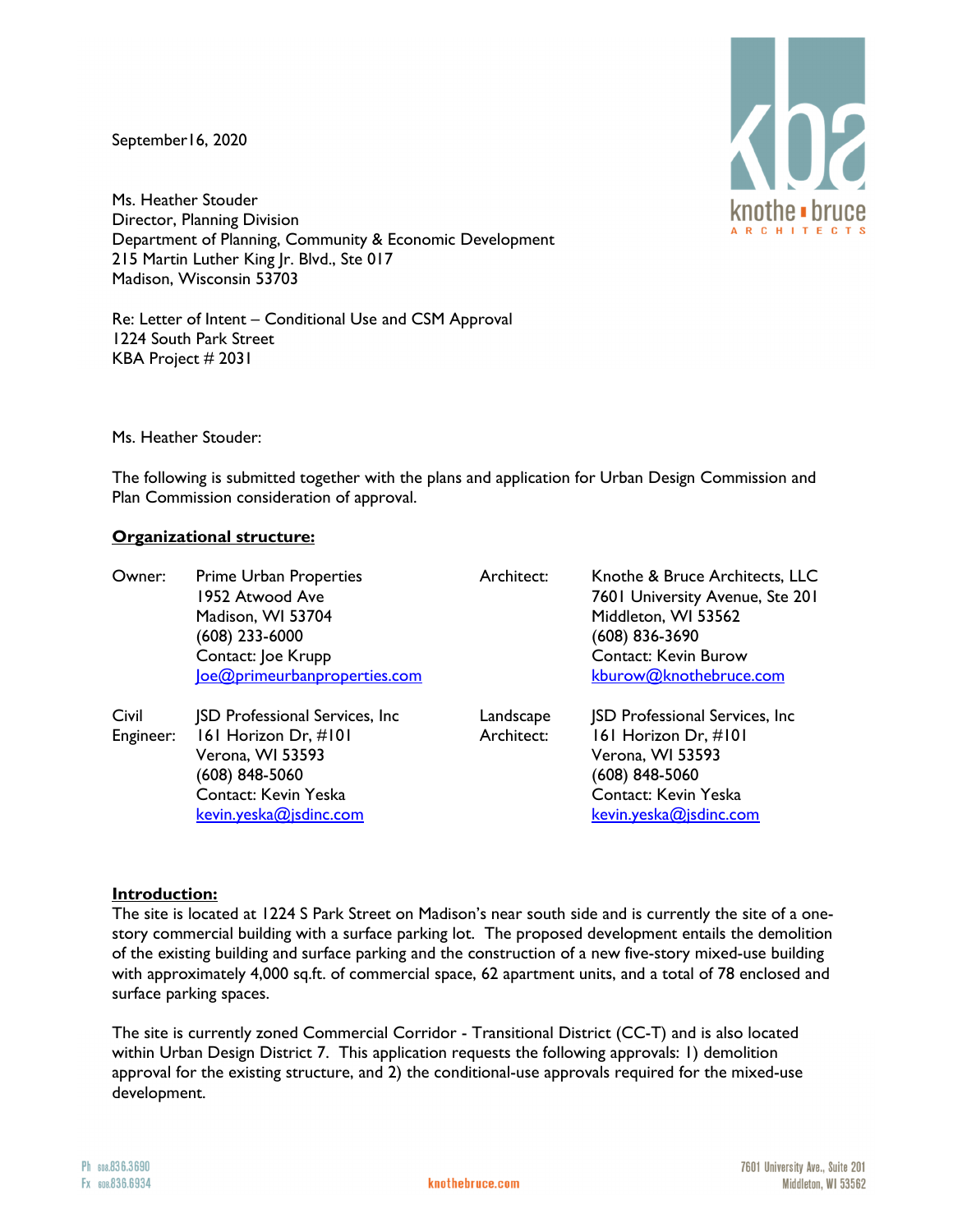September16, 2020

Ms. Heather Stouder
Director, Planning Division
Department of Planning, Community & Economic Development
215 Martin Luther King Jr. Blvd., Ste 017
Madison, Wisconsin 53703

Re: Letter of Intent – Conditional Use and CSM Approval
1224 South Park Street
KBA Project # 2031

Ms. Heather Stouder:

The following is submitted together with the plans and application for Urban Design Commission and Plan Commission consideration of approval.

**Organizational structure:**

| | | | |
|---|---|---|---|
| Owner: | Prime Urban Properties<br>1952 Atwood Ave<br>Madison, WI 53704<br>(608) 233-6000<br>Contact: Joe Krupp<br>Joe@primeurbanproperties.com | Architect: | Knothe & Bruce Architects, LLC<br>7601 University Avenue, Ste 201<br>Middleton, WI 53562<br>(608) 836-3690<br>Contact: Kevin Burow<br>kburow@knothebruce.com |
| Civil Engineer: | JSD Professional Services, Inc<br>161 Horizon Dr, #101<br>Verona, WI 53593<br>(608) 848-5060<br>Contact: Kevin Yeska<br>kevin.yeska@jsdinc.com | Landscape Architect: | JSD Professional Services, Inc<br>161 Horizon Dr, #101<br>Verona, WI 53593<br>(608) 848-5060<br>Contact: Kevin Yeska<br>kevin.yeska@jsdinc.com |

**Introduction:**
The site is located at 1224 S Park Street on Madison's near south side and is currently the site of a one-story commercial building with a surface parking lot. The proposed development entails the demolition of the existing building and surface parking and the construction of a new five-story mixed-use building with approximately 4,000 sq.ft. of commercial space, 62 apartment units, and a total of 78 enclosed and surface parking spaces.

The site is currently zoned Commercial Corridor - Transitional District (CC-T) and is also located within Urban Design District 7. This application requests the following approvals: 1) demolition approval for the existing structure, and 2) the conditional-use approvals required for the mixed-use development.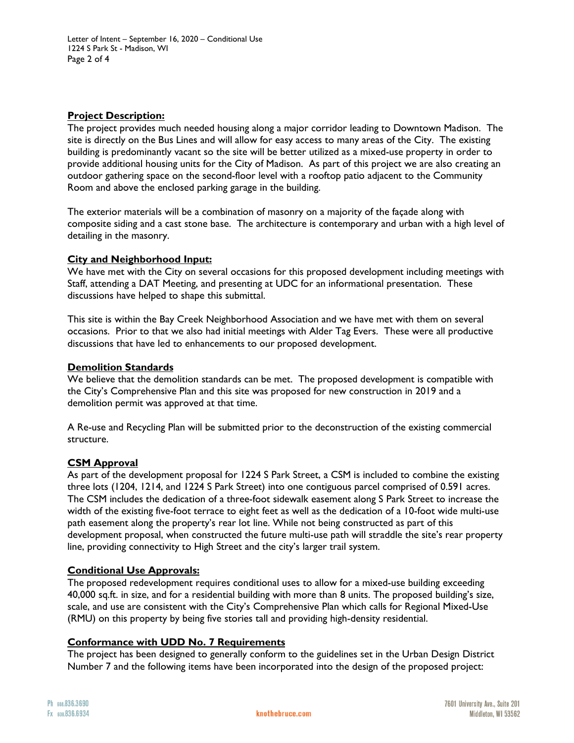## Project Description:

The project provides much needed housing along a major corridor leading to Downtown Madison. The site is directly on the Bus Lines and will allow for easy access to many areas of the City. The existing building is predominantly vacant so the site will be better utilized as a mixed-use property in order to provide additional housing units for the City of Madison. As part of this project we are also creating an outdoor gathering space on the second-floor level with a rooftop patio adjacent to the Community Room and above the enclosed parking garage in the building.

The exterior materials will be a combination of masonry on a majority of the façade along with composite siding and a cast stone base. The architecture is contemporary and urban with a high level of detailing in the masonry.

## City and Neighborhood Input:

We have met with the City on several occasions for this proposed development including meetings with Staff, attending a DAT Meeting, and presenting at UDC for an informational presentation. These discussions have helped to shape this submittal.

This site is within the Bay Creek Neighborhood Association and we have met with them on several occasions. Prior to that we also had initial meetings with Alder Tag Evers. These were all productive discussions that have led to enhancements to our proposed development.

## Demolition Standards

We believe that the demolition standards can be met. The proposed development is compatible with the City's Comprehensive Plan and this site was proposed for new construction in 2019 and a demolition permit was approved at that time.

A Re-use and Recycling Plan will be submitted prior to the deconstruction of the existing commercial structure.

## CSM Approval

As part of the development proposal for 1224 S Park Street, a CSM is included to combine the existing three lots (1204, 1214, and 1224 S Park Street) into one contiguous parcel comprised of 0.591 acres. The CSM includes the dedication of a three-foot sidewalk easement along S Park Street to increase the width of the existing five-foot terrace to eight feet as well as the dedication of a 10-foot wide multi-use path easement along the property's rear lot line. While not being constructed as part of this development proposal, when constructed the future multi-use path will straddle the site's rear property line, providing connectivity to High Street and the city's larger trail system.

## Conditional Use Approvals:

The proposed redevelopment requires conditional uses to allow for a mixed-use building exceeding 40,000 sq.ft. in size, and for a residential building with more than 8 units. The proposed building's size, scale, and use are consistent with the City's Comprehensive Plan which calls for Regional Mixed-Use (RMU) on this property by being five stories tall and providing high-density residential.

## Conformance with UDD No. 7 Requirements

The project has been designed to generally conform to the guidelines set in the Urban Design District Number 7 and the following items have been incorporated into the design of the proposed project: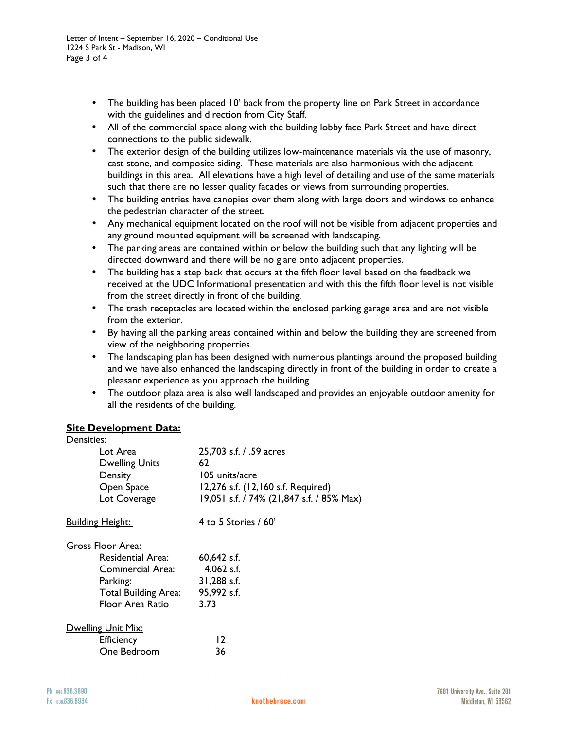- The building has been placed 10' back from the property line on Park Street in accordance with the guidelines and direction from City Staff.
- All of the commercial space along with the building lobby face Park Street and have direct connections to the public sidewalk.
- The exterior design of the building utilizes low-maintenance materials via the use of masonry, cast stone, and composite siding. These materials are also harmonious with the adjacent buildings in this area. All elevations have a high level of detailing and use of the same materials such that there are no lesser quality facades or views from surrounding properties.
- The building entries have canopies over them along with large doors and windows to enhance the pedestrian character of the street.
- Any mechanical equipment located on the roof will not be visible from adjacent properties and any ground mounted equipment will be screened with landscaping.
- The parking areas are contained within or below the building such that any lighting will be directed downward and there will be no glare onto adjacent properties.
- The building has a step back that occurs at the fifth floor level based on the feedback we received at the UDC Informational presentation and with this the fifth floor level is not visible from the street directly in front of the building.
- The trash receptacles are located within the enclosed parking garage area and are not visible from the exterior.
- By having all the parking areas contained within and below the building they are screened from view of the neighboring properties.
- The landscaping plan has been designed with numerous plantings around the proposed building and we have also enhanced the landscaping directly in front of the building in order to create a pleasant experience as you approach the building.
- The outdoor plaza area is also well landscaped and provides an enjoyable outdoor amenity for all the residents of the building.

## Site Development Data:

**Densities:**

| | |
|---|---|
| Lot Area | 25,703 s.f. / .59 acres |
| Dwelling Units | 62 |
| Density | 105 units/acre |
| Open Space | 12,276 s.f. (12,160 s.f. Required) |
| Lot Coverage | 19,051 s.f. / 74% (21,847 s.f. / 85% Max) |

**Building Height:** 4 to 5 Stories / 60'

**Gross Floor Area:**

| | |
|---|---|
| Residential Area: | 60,642 s.f. |
| Commercial Area: | 4,062 s.f. |
| Parking: | 31,288 s.f. |
| Total Building Area: | 95,992 s.f. |
| Floor Area Ratio | 3.73 |

**Dwelling Unit Mix:**

| | |
|---|---|
| Efficiency | 12 |
| One Bedroom | 36 |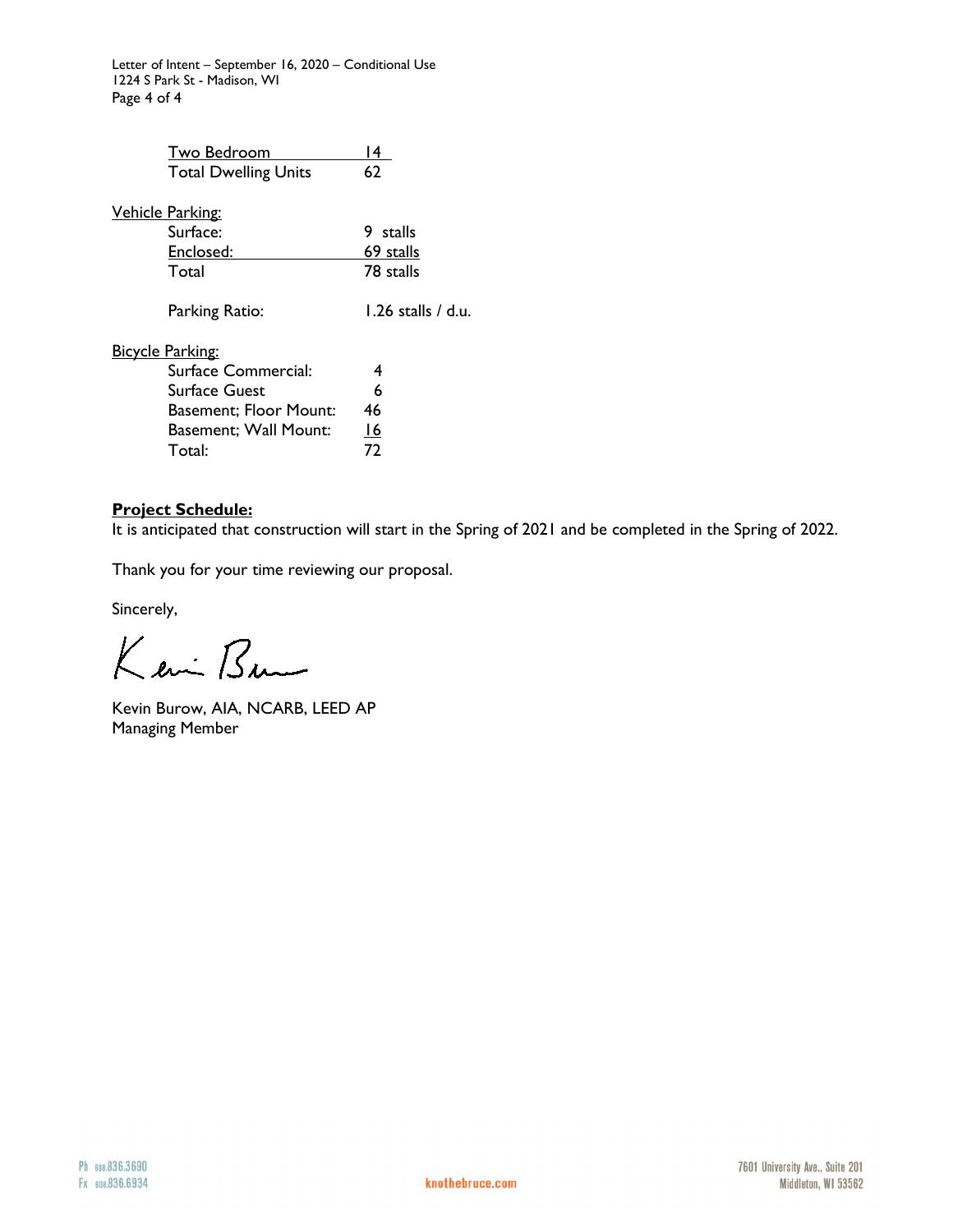| | |
|---|---|
| Two Bedroom | 14 |
| Total Dwelling Units | 62 |

Vehicle Parking:

| | |
|---|---|
| Surface: | 9 stalls |
| Enclosed: | 69 stalls |
| Total | 78 stalls |
| Parking Ratio: | 1.26 stalls / d.u. |

Bicycle Parking:

| | |
|---|---|
| Surface Commercial: | 4 |
| Surface Guest | 6 |
| Basement; Floor Mount: | 46 |
| Basement; Wall Mount: | 16 |
| Total: | 72 |

**Project Schedule:**

It is anticipated that construction will start in the Spring of 2021 and be completed in the Spring of 2022.

Thank you for your time reviewing our proposal.

Sincerely,

Kevin Burow, AIA, NCARB, LEED AP
Managing Member